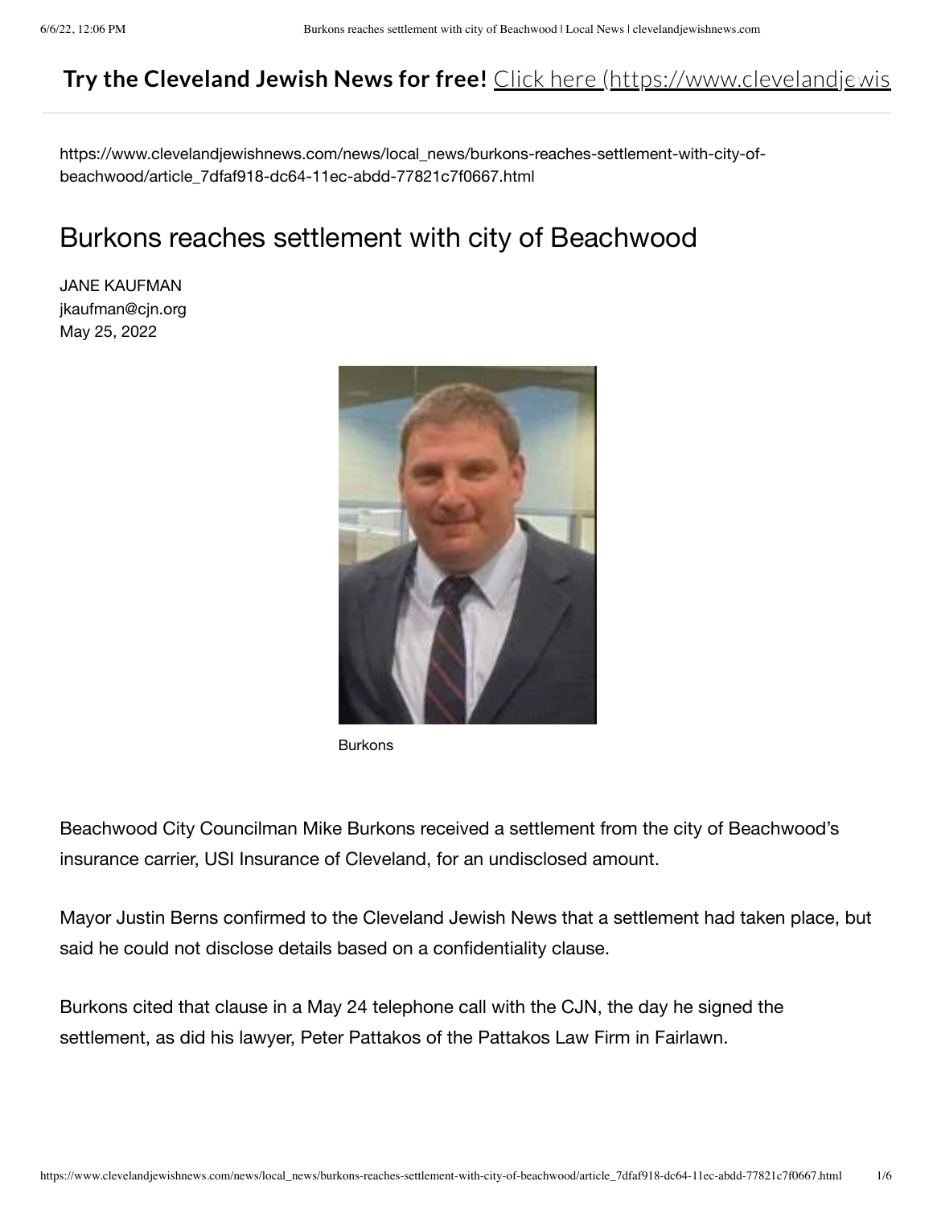**Try the Cleveland Jewish News for free!** Click here (https://www.clevelandjewis

https://www.clevelandjewishnews.com/news/local_news/burkons-reaches-settlement-with-city-of-beachwood/article_7dfaf918-dc64-11ec-abdd-77821c7f0667.html

# Burkons reaches settlement with city of Beachwood

JANE KAUFMAN
jkaufman@cjn.org
May 25, 2022

Burkons

Beachwood City Councilman Mike Burkons received a settlement from the city of Beachwood's insurance carrier, USI Insurance of Cleveland, for an undisclosed amount.

Mayor Justin Berns confirmed to the Cleveland Jewish News that a settlement had taken place, but said he could not disclose details based on a confidentiality clause.

Burkons cited that clause in a May 24 telephone call with the CJN, the day he signed the settlement, as did his lawyer, Peter Pattakos of the Pattakos Law Firm in Fairlawn.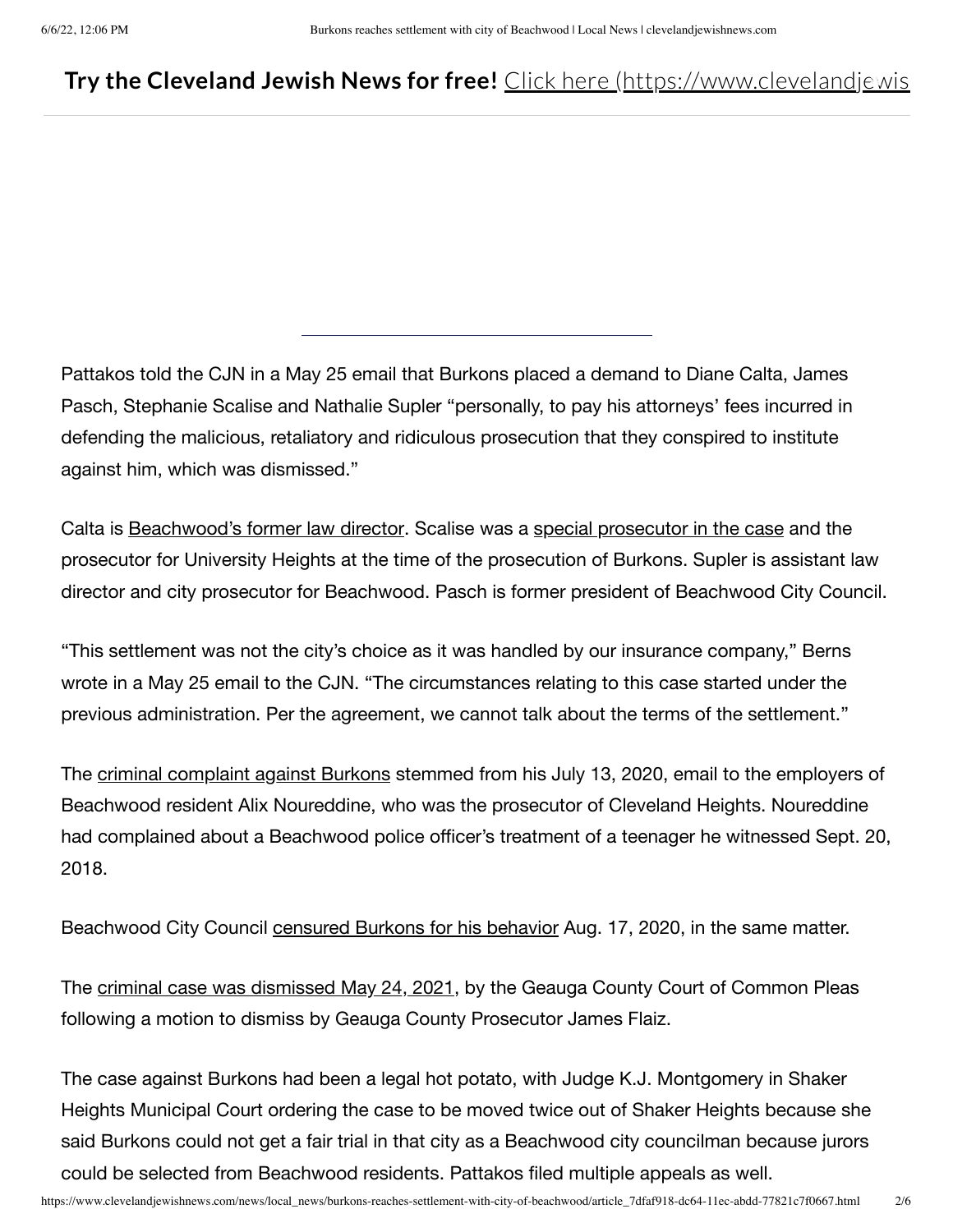Pattakos told the CJN in a May 25 email that Burkons placed a demand to Diane Calta, James Pasch, Stephanie Scalise and Nathalie Supler "personally, to pay his attorneys' fees incurred in defending the malicious, retaliatory and ridiculous prosecution that they conspired to institute against him, which was dismissed."

Calta is Beachwood's former law director. Scalise was a special prosecutor in the case and the prosecutor for University Heights at the time of the prosecution of Burkons. Supler is assistant law director and city prosecutor for Beachwood. Pasch is former president of Beachwood City Council.

"This settlement was not the city's choice as it was handled by our insurance company," Berns wrote in a May 25 email to the CJN. "The circumstances relating to this case started under the previous administration. Per the agreement, we cannot talk about the terms of the settlement."

The criminal complaint against Burkons stemmed from his July 13, 2020, email to the employers of Beachwood resident Alix Noureddine, who was the prosecutor of Cleveland Heights. Noureddine had complained about a Beachwood police officer's treatment of a teenager he witnessed Sept. 20, 2018.

Beachwood City Council censured Burkons for his behavior Aug. 17, 2020, in the same matter.

The criminal case was dismissed May 24, 2021, by the Geauga County Court of Common Pleas following a motion to dismiss by Geauga County Prosecutor James Flaiz.

The case against Burkons had been a legal hot potato, with Judge K.J. Montgomery in Shaker Heights Municipal Court ordering the case to be moved twice out of Shaker Heights because she said Burkons could not get a fair trial in that city as a Beachwood city councilman because jurors could be selected from Beachwood residents. Pattakos filed multiple appeals as well.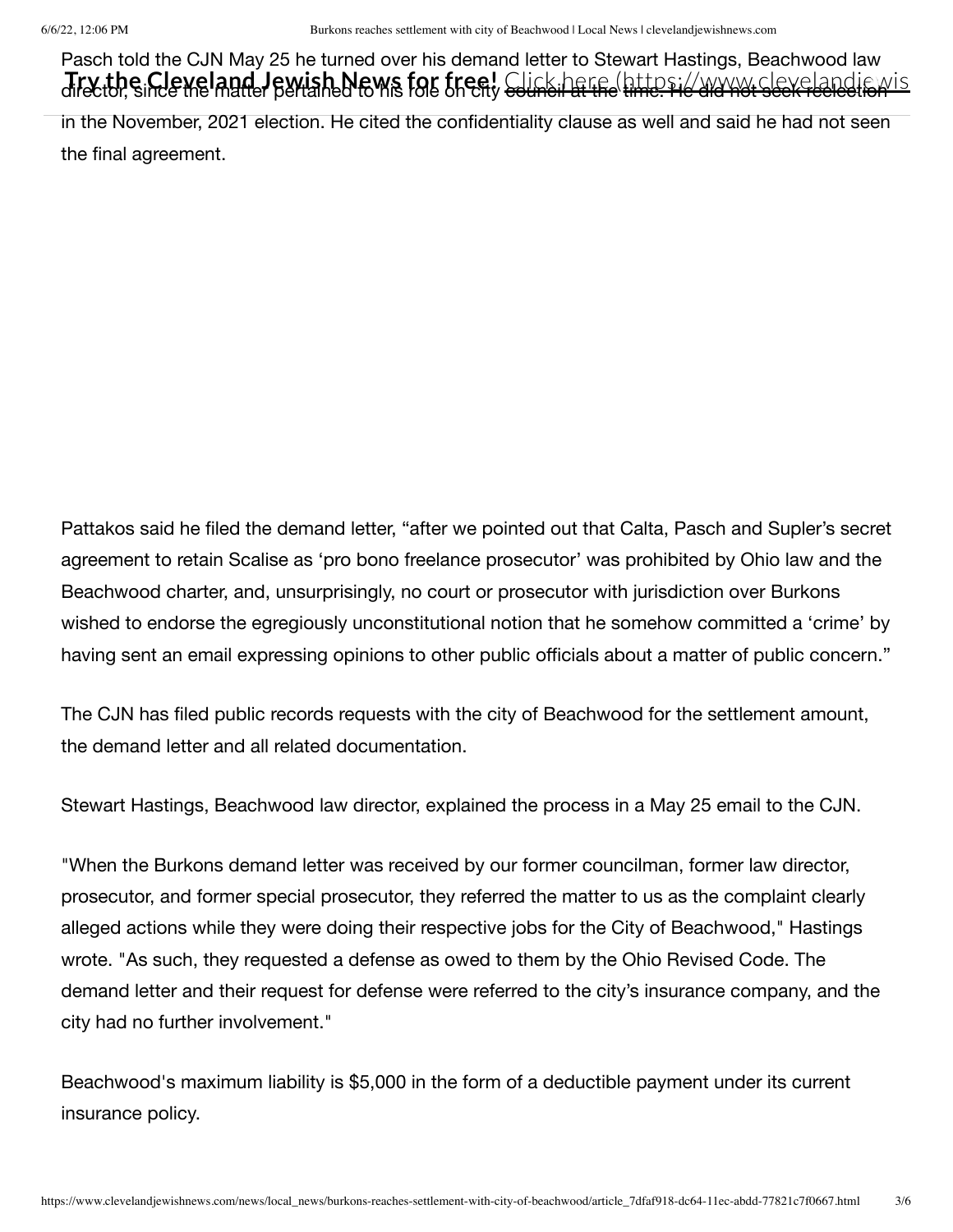Pasch told the CJN May 25 he turned over his demand letter to Stewart Hastings, Beachwood law director, since the matter pertained to his role on city council at the time. He did not seek reelection in the November, 2021 election. He cited the confidentiality clause as well and said he had not seen the final agreement.

Pattakos said he filed the demand letter, "after we pointed out that Calta, Pasch and Supler's secret agreement to retain Scalise as 'pro bono freelance prosecutor' was prohibited by Ohio law and the Beachwood charter, and, unsurprisingly, no court or prosecutor with jurisdiction over Burkons wished to endorse the egregiously unconstitutional notion that he somehow committed a 'crime' by having sent an email expressing opinions to other public officials about a matter of public concern."

The CJN has filed public records requests with the city of Beachwood for the settlement amount, the demand letter and all related documentation.

Stewart Hastings, Beachwood law director, explained the process in a May 25 email to the CJN.

"When the Burkons demand letter was received by our former councilman, former law director, prosecutor, and former special prosecutor, they referred the matter to us as the complaint clearly alleged actions while they were doing their respective jobs for the City of Beachwood," Hastings wrote. "As such, they requested a defense as owed to them by the Ohio Revised Code. The demand letter and their request for defense were referred to the city's insurance company, and the city had no further involvement."

Beachwood's maximum liability is $5,000 in the form of a deductible payment under its current insurance policy.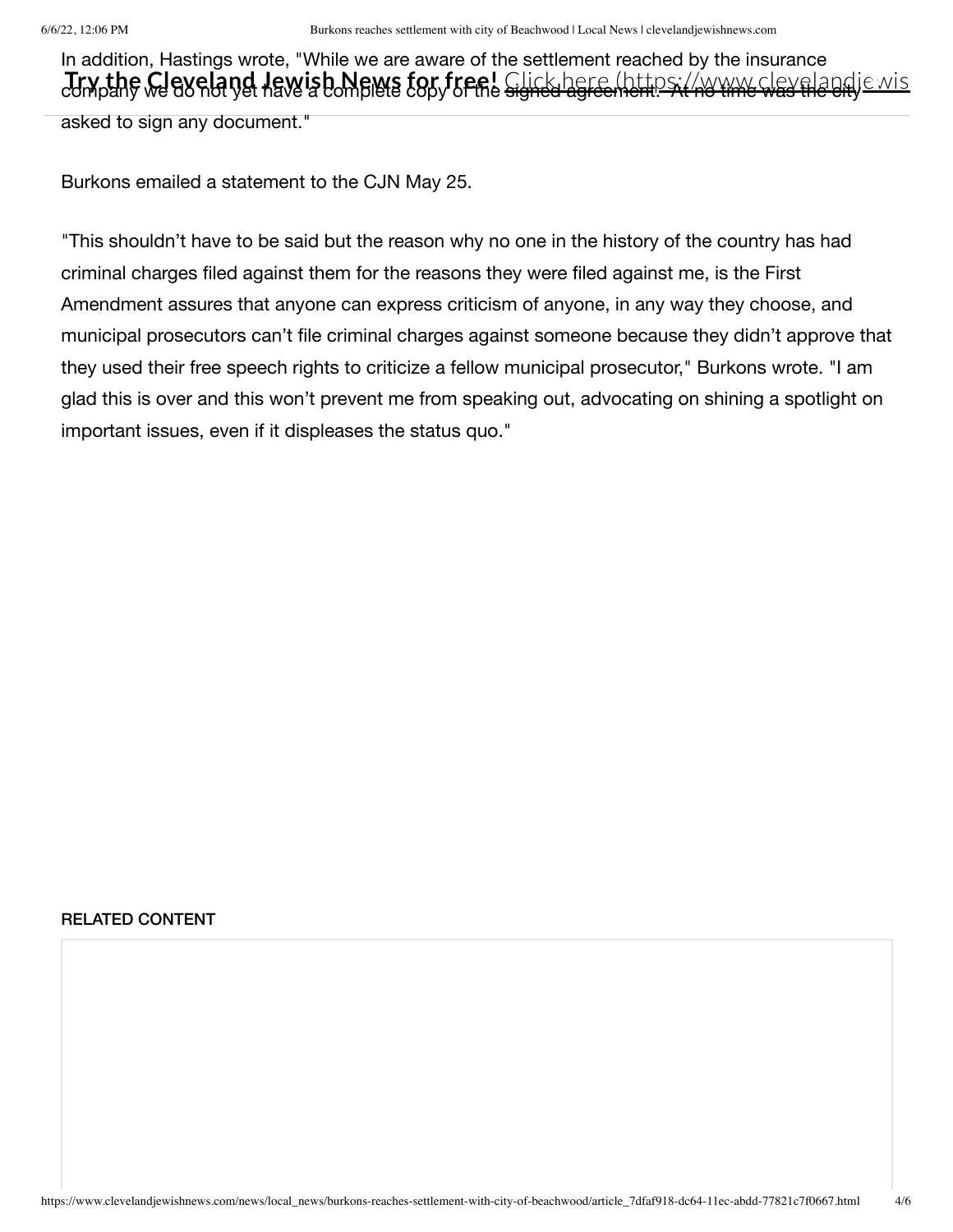In addition, Hastings wrote, "While we are aware of the settlement reached by the insurance company we do not yet have a complete copy of the signed agreement. At no time was the city asked to sign any document."

Burkons emailed a statement to the CJN May 25.

"This shouldn't have to be said but the reason why no one in the history of the country has had criminal charges filed against them for the reasons they were filed against me, is the First Amendment assures that anyone can express criticism of anyone, in any way they choose, and municipal prosecutors can't file criminal charges against someone because they didn't approve that they used their free speech rights to criticize a fellow municipal prosecutor," Burkons wrote. "I am glad this is over and this won't prevent me from speaking out, advocating on shining a spotlight on important issues, even if it displeases the status quo."

**RELATED CONTENT**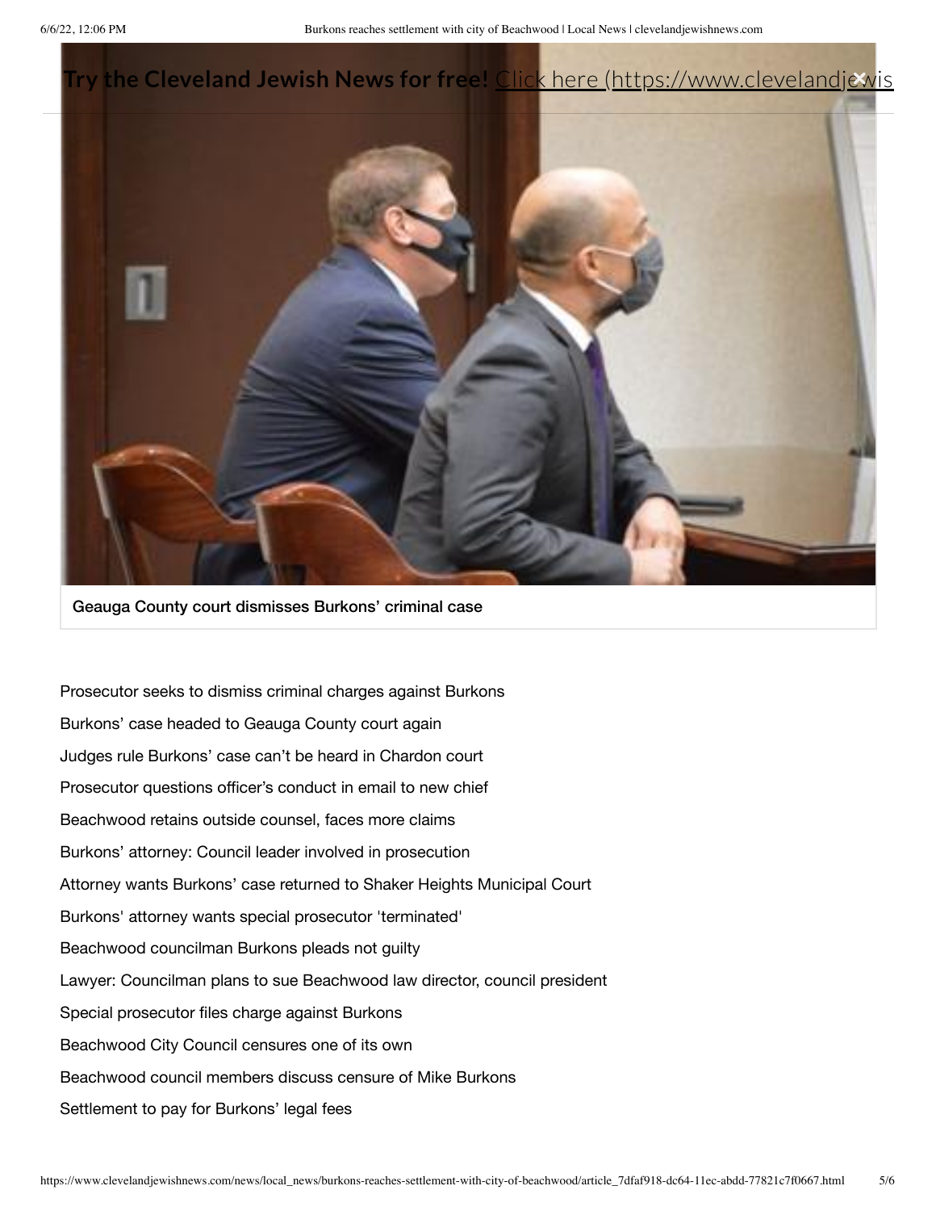**Try the Cleveland Jewish News for free!** Click here (https://www.clevelandjewis

Geauga County court dismisses Burkons' criminal case

Prosecutor seeks to dismiss criminal charges against Burkons

Burkons' case headed to Geauga County court again

Judges rule Burkons' case can't be heard in Chardon court

Prosecutor questions officer's conduct in email to new chief

Beachwood retains outside counsel, faces more claims

Burkons' attorney: Council leader involved in prosecution

Attorney wants Burkons' case returned to Shaker Heights Municipal Court

Burkons' attorney wants special prosecutor 'terminated'

Beachwood councilman Burkons pleads not guilty

Lawyer: Councilman plans to sue Beachwood law director, council president

Special prosecutor files charge against Burkons

Beachwood City Council censures one of its own

Beachwood council members discuss censure of Mike Burkons

Settlement to pay for Burkons' legal fees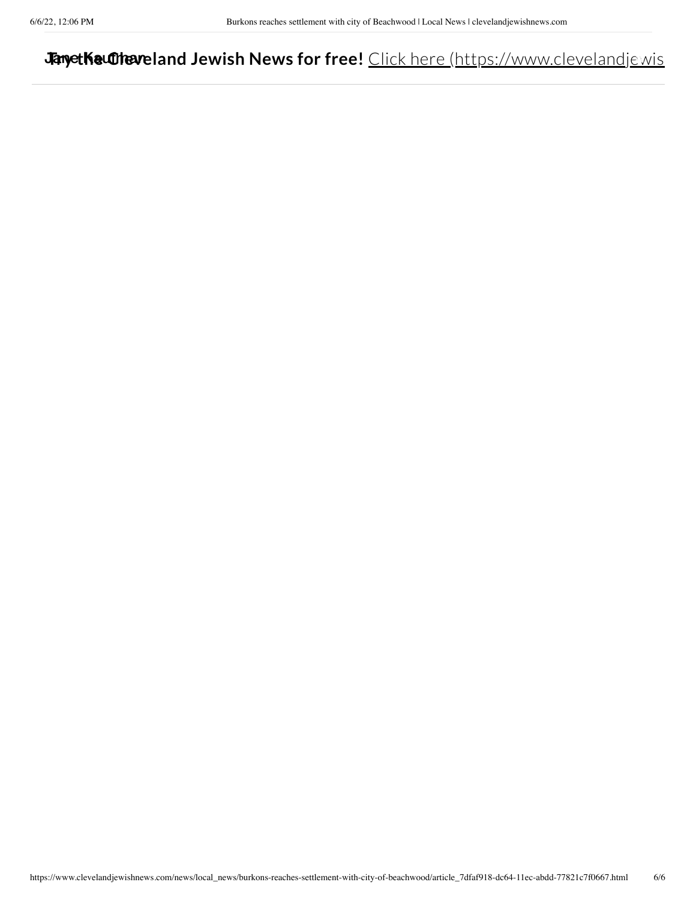Jane Kaufman

**Try the Cleveland Jewish News for free!** Click here (https://www.clevelandjewis